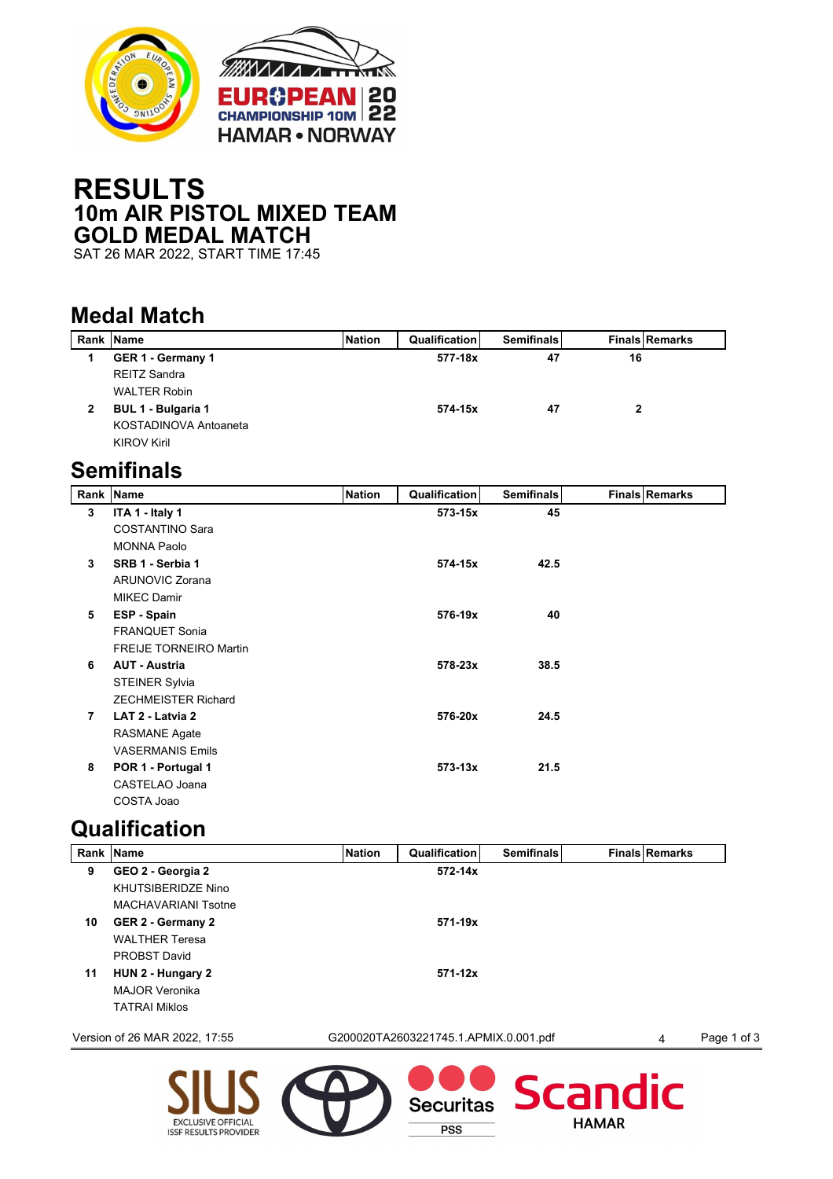# RESULTS
## 10m AIR PISTOL MIXED TEAM
## GOLD MEDAL MATCH

SAT 26 MAR 2022, START TIME 17:45

## Medal Match

| Rank | Name | Nation | Qualification | Semifinals | Finals | Remarks |
|---|---|---|---|---|---|---|
| 1 | **GER 1 - Germany 1** | | 577-18x | 47 | 16 | |
| | REITZ Sandra | | | | | |
| | WALTER Robin | | | | | |
| 2 | **BUL 1 - Bulgaria 1** | | 574-15x | 47 | 2 | |
| | KOSTADINOVA Antoaneta | | | | | |
| | KIROV Kiril | | | | | |

## Semifinals

| Rank | Name | Nation | Qualification | Semifinals | Finals | Remarks |
|---|---|---|---|---|---|---|
| 3 | **ITA 1 - Italy 1** | | 573-15x | 45 | | |
| | COSTANTINO Sara | | | | | |
| | MONNA Paolo | | | | | |
| 3 | **SRB 1 - Serbia 1** | | 574-15x | 42.5 | | |
| | ARUNOVIC Zorana | | | | | |
| | MIKEC Damir | | | | | |
| 5 | **ESP - Spain** | | 576-19x | 40 | | |
| | FRANQUET Sonia | | | | | |
| | FREIJE TORNEIRO Martin | | | | | |
| 6 | **AUT - Austria** | | 578-23x | 38.5 | | |
| | STEINER Sylvia | | | | | |
| | ZECHMEISTER Richard | | | | | |
| 7 | **LAT 2 - Latvia 2** | | 576-20x | 24.5 | | |
| | RASMANE Agate | | | | | |
| | VASERMANIS Emils | | | | | |
| 8 | **POR 1 - Portugal 1** | | 573-13x | 21.5 | | |
| | CASTELAO Joana | | | | | |
| | COSTA Joao | | | | | |

## Qualification

| Rank | Name | Nation | Qualification | Semifinals | Finals | Remarks |
|---|---|---|---|---|---|---|
| 9 | **GEO 2 - Georgia 2** | | 572-14x | | | |
| | KHUTSIBERIDZE Nino | | | | | |
| | MACHAVARIANI Tsotne | | | | | |
| 10 | **GER 2 - Germany 2** | | 571-19x | | | |
| | WALTHER Teresa | | | | | |
| | PROBST David | | | | | |
| 11 | **HUN 2 - Hungary 2** | | 571-12x | | | |
| | MAJOR Veronika | | | | | |
| | TATRAI Miklos | | | | | |

Version of 26 MAR 2022, 17:55 G200020TA2603221745.1.APMIX.0.001.pdf 4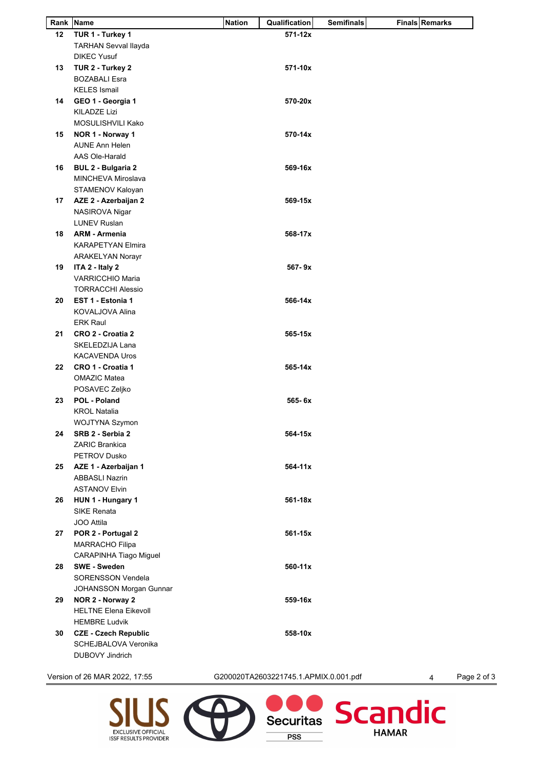| Rank | Name | Nation | Qualification | Semifinals | Finals | Remarks |
|---|---|---|---|---|---|---|
| 12 | **TUR 1 - Turkey 1** | | **571-12x** | | | |
| | TARHAN Sevval Ilayda | | | | | |
| | DIKEC Yusuf | | | | | |
| 13 | **TUR 2 - Turkey 2** | | **571-10x** | | | |
| | BOZABALI Esra | | | | | |
| | KELES Ismail | | | | | |
| 14 | **GEO 1 - Georgia 1** | | **570-20x** | | | |
| | KILADZE Lizi | | | | | |
| | MOSULISHVILI Kako | | | | | |
| 15 | **NOR 1 - Norway 1** | | **570-14x** | | | |
| | AUNE Ann Helen | | | | | |
| | AAS Ole-Harald | | | | | |
| 16 | **BUL 2 - Bulgaria 2** | | **569-16x** | | | |
| | MINCHEVA Miroslava | | | | | |
| | STAMENOV Kaloyan | | | | | |
| 17 | **AZE 2 - Azerbaijan 2** | | **569-15x** | | | |
| | NASIROVA Nigar | | | | | |
| | LUNEV Ruslan | | | | | |
| 18 | **ARM - Armenia** | | **568-17x** | | | |
| | KARAPETYAN Elmira | | | | | |
| | ARAKELYAN Norayr | | | | | |
| 19 | **ITA 2 - Italy 2** | | **567- 9x** | | | |
| | VARRICCHIO Maria | | | | | |
| | TORRACCHI Alessio | | | | | |
| 20 | **EST 1 - Estonia 1** | | **566-14x** | | | |
| | KOVALJOVA Alina | | | | | |
| | ERK Raul | | | | | |
| 21 | **CRO 2 - Croatia 2** | | **565-15x** | | | |
| | SKELEDZIJA Lana | | | | | |
| | KACAVENDA Uros | | | | | |
| 22 | **CRO 1 - Croatia 1** | | **565-14x** | | | |
| | OMAZIC Matea | | | | | |
| | POSAVEC Zeljko | | | | | |
| 23 | **POL - Poland** | | **565- 6x** | | | |
| | KROL Natalia | | | | | |
| | WOJTYNA Szymon | | | | | |
| 24 | **SRB 2 - Serbia 2** | | **564-15x** | | | |
| | ZARIC Brankica | | | | | |
| | PETROV Dusko | | | | | |
| 25 | **AZE 1 - Azerbaijan 1** | | **564-11x** | | | |
| | ABBASLI Nazrin | | | | | |
| | ASTANOV Elvin | | | | | |
| 26 | **HUN 1 - Hungary 1** | | **561-18x** | | | |
| | SIKE Renata | | | | | |
| | JOO Attila | | | | | |
| 27 | **POR 2 - Portugal 2** | | **561-15x** | | | |
| | MARRACHO Filipa | | | | | |
| | CARAPINHA Tiago Miguel | | | | | |
| 28 | **SWE - Sweden** | | **560-11x** | | | |
| | SORENSSON Vendela | | | | | |
| | JOHANSSON Morgan Gunnar | | | | | |
| 29 | **NOR 2 - Norway 2** | | **559-16x** | | | |
| | HELTNE Elena Eikevoll | | | | | |
| | HEMBRE Ludvik | | | | | |
| 30 | **CZE - Czech Republic** | | **558-10x** | | | |
| | SCHEJBALOVA Veronika | | | | | |
| | DUBOVY Jindrich | | | | | |

Version of 26 MAR 2022, 17:55 G200020TA2603221745.1.APMIX.0.001.pdf 4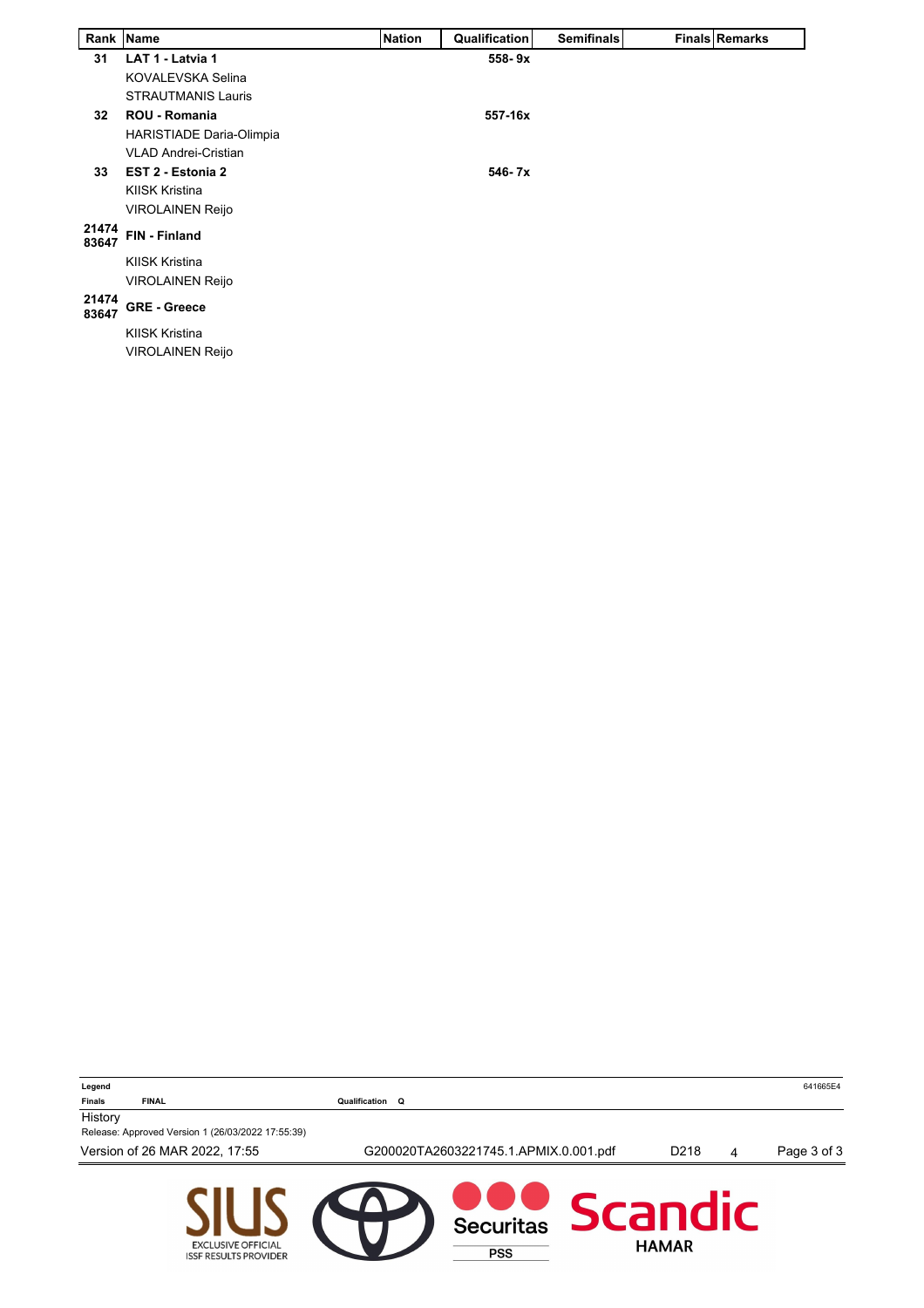| Rank | Name | Nation | Qualification | Semifinals | Finals | Remarks |
|---|---|---|---|---|---|---|
| 31 | **LAT 1 - Latvia 1** | | **558- 9x** | | | |
| | KOVALEVSKA Selina | | | | | |
| | STRAUTMANIS Lauris | | | | | |
| 32 | **ROU - Romania** | | **557-16x** | | | |
| | HARISTIADE Daria-Olimpia | | | | | |
| | VLAD Andrei-Cristian | | | | | |
| 33 | **EST 2 - Estonia 2** | | **546- 7x** | | | |
| | KIISK Kristina | | | | | |
| | VIROLAINEN Reijo | | | | | |
| 2147483647 | **FIN - Finland** | | | | | |
| | KIISK Kristina | | | | | |
| | VIROLAINEN Reijo | | | | | |
| 2147483647 | **GRE - Greece** | | | | | |
| | KIISK Kristina | | | | | |
| | VIROLAINEN Reijo | | | | | |

**Legend**

| | | | |
|---|---|---|---|
| **Finals** | **FINAL** | **Qualification** | **Q** |

History

Release: Approved Version 1 (26/03/2022 17:55:39)

Version of 26 MAR 2022, 17:55 G200020TA2603221745.1.APMIX.0.001.pdf D218 4